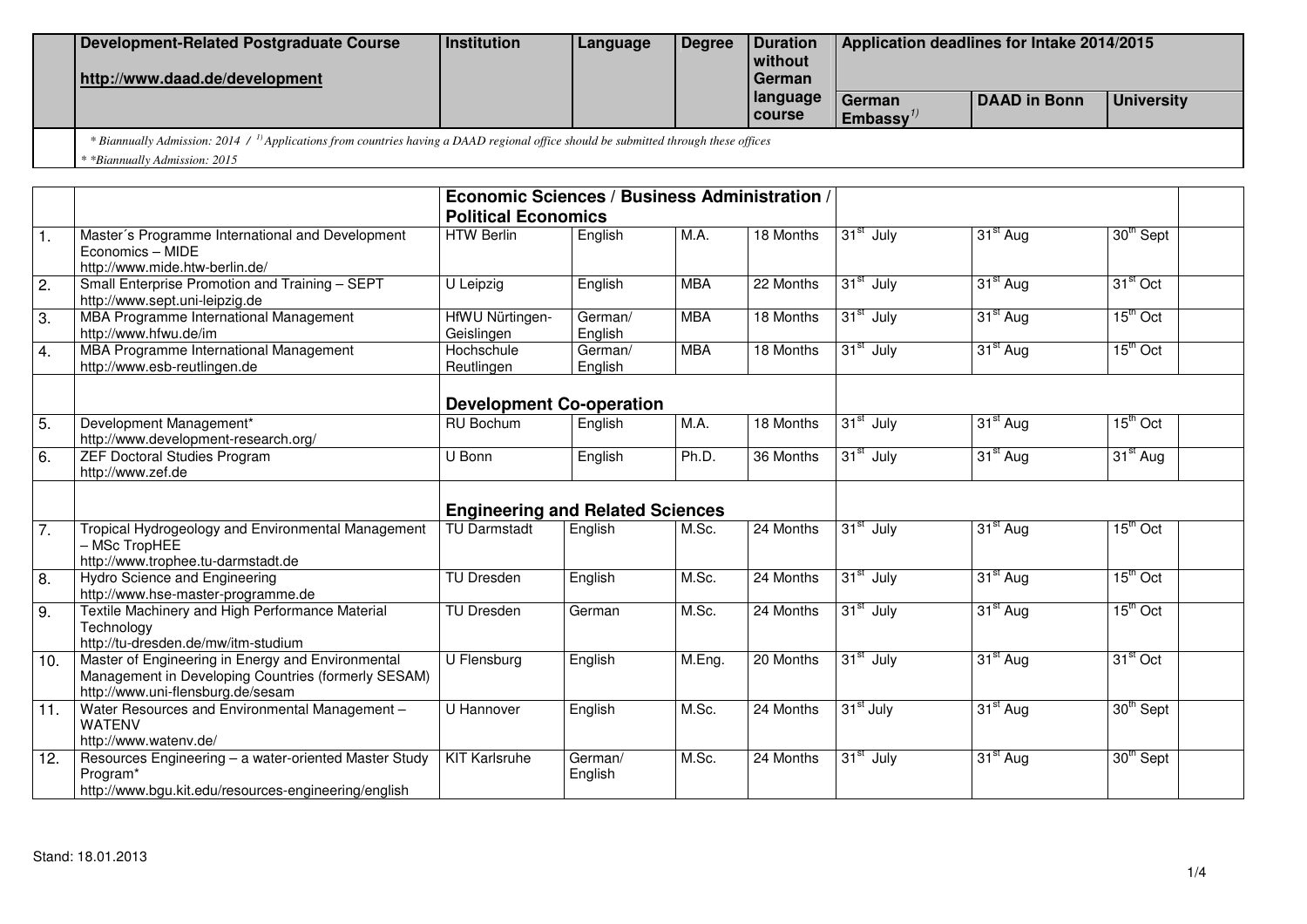| | Development-Related Postgraduate Course http://www.daad.de/development | Institution | Language | Degree | Duration without German language course | Application deadlines for Intake 2014/2015 | | |
|---|---|---|---|---|---|---|---|---|
| | | | | | | German Embassy [1)] | DAAD in Bonn | University |

*\* Biannually Admission: 2014 / [1)] Applications from countries having a DAAD regional office should be submitted through these offices*

*\* \*Biannually Admission: 2015*

| | | | | | | | | |
|---|---|---|---|---|---|---|---|---|
| | | **Economic Sciences / Business Administration / Political Economics** | | | | | | |
| 1. | Master´s Programme International and Development Economics – MIDE http://www.mide.htw-berlin.de/ | HTW Berlin | English | M.A. | 18 Months | 31st July | 31st Aug | 30th Sept |
| 2. | Small Enterprise Promotion and Training – SEPT http://www.sept.uni-leipzig.de | U Leipzig | English | MBA | 22 Months | 31st July | 31st Aug | 31st Oct |
| 3. | MBA Programme International Management http://www.hfwu.de/im | HfWU Nürtingen-Geislingen | German/ English | MBA | 18 Months | 31st July | 31st Aug | 15th Oct |
| 4. | MBA Programme International Management http://www.esb-reutlingen.de | Hochschule Reutlingen | German/ English | MBA | 18 Months | 31st July | 31st Aug | 15th Oct |
| | | **Development Co-operation** | | | | | | |
| 5. | Development Management* http://www.development-research.org/ | RU Bochum | English | M.A. | 18 Months | 31st July | 31st Aug | 15th Oct |
| 6. | ZEF Doctoral Studies Program http://www.zef.de | U Bonn | English | Ph.D. | 36 Months | 31st July | 31st Aug | 31st Aug |
| | | **Engineering and Related Sciences** | | | | | | |
| 7. | Tropical Hydrogeology and Environmental Management – MSc TropHEE http://www.trophee.tu-darmstadt.de | TU Darmstadt | English | M.Sc. | 24 Months | 31st July | 31st Aug | 15th Oct |
| 8. | Hydro Science and Engineering http://www.hse-master-programme.de | TU Dresden | English | M.Sc. | 24 Months | 31st July | 31st Aug | 15th Oct |
| 9. | Textile Machinery and High Performance Material Technology http://tu-dresden.de/mw/itm-studium | TU Dresden | German | M.Sc. | 24 Months | 31st July | 31st Aug | 15th Oct |
| 10. | Master of Engineering in Energy and Environmental Management in Developing Countries (formerly SESAM) http://www.uni-flensburg.de/sesam | U Flensburg | English | M.Eng. | 20 Months | 31st July | 31st Aug | 31st Oct |
| 11. | Water Resources and Environmental Management – WATENV http://www.watenv.de/ | U Hannover | English | M.Sc. | 24 Months | 31st July | 31st Aug | 30th Sept |
| 12. | Resources Engineering – a water-oriented Master Study Program* http://www.bgu.kit.edu/resources-engineering/english | KIT Karlsruhe | German/ English | M.Sc. | 24 Months | 31st July | 31st Aug | 30th Sept |

Stand: 18.01.2013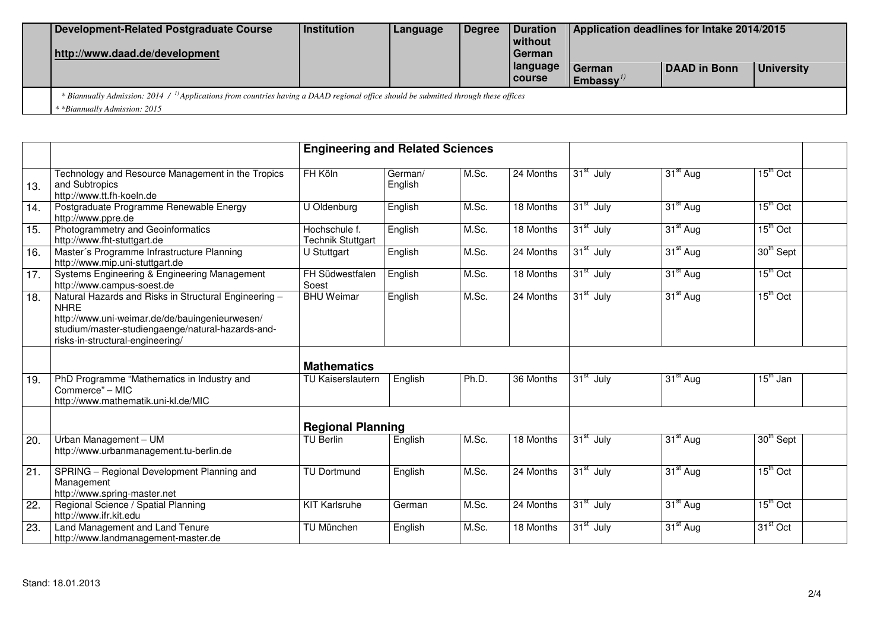| | Development-Related Postgraduate Course<br>http://www.daad.de/development | Institution | Language | Degree | Duration without German language course | Application deadlines for Intake 2014/2015 | | |
|---|---|---|---|---|---|---|---|---|
| | | | | | | German Embassy[1)] | DAAD in Bonn | University |

*\* Biannually Admission: 2014 / [1)] Applications from countries having a DAAD regional office should be submitted through these offices*

*\* \*Biannually Admission: 2015*

| | | | | | | | | | |
|---|---|---|---|---|---|---|---|---|---|
| | | **Engineering and Related Sciences** | | | | | | | |
| 13. | Technology and Resource Management in the Tropics and Subtropics<br>http://www.tt.fh-koeln.de | FH Köln | German/ English | M.Sc. | 24 Months | 31st July | 31st Aug | 15th Oct | |
| 14. | Postgraduate Programme Renewable Energy<br>http://www.ppre.de | U Oldenburg | English | M.Sc. | 18 Months | 31st July | 31st Aug | 15th Oct | |
| 15. | Photogrammetry and Geoinformatics<br>http://www.fht-stuttgart.de | Hochschule f. Technik Stuttgart | English | M.Sc. | 18 Months | 31st July | 31st Aug | 15th Oct | |
| 16. | Master´s Programme Infrastructure Planning<br>http://www.mip.uni-stuttgart.de | U Stuttgart | English | M.Sc. | 24 Months | 31st July | 31st Aug | 30th Sept | |
| 17. | Systems Engineering & Engineering Management<br>http://www.campus-soest.de | FH Südwestfalen Soest | English | M.Sc. | 18 Months | 31st July | 31st Aug | 15th Oct | |
| 18. | Natural Hazards and Risks in Structural Engineering – NHRE<br>http://www.uni-weimar.de/de/bauingenieurwesen/studium/master-studiengaenge/natural-hazards-and-risks-in-structural-engineering/ | BHU Weimar | English | M.Sc. | 24 Months | 31st July | 31st Aug | 15th Oct | |
| | | **Mathematics** | | | | | | | |
| 19. | PhD Programme "Mathematics in Industry and Commerce" – MIC<br>http://www.mathematik.uni-kl.de/MIC | TU Kaiserslautern | English | Ph.D. | 36 Months | 31st July | 31st Aug | 15th Jan | |
| | | **Regional Planning** | | | | | | | |
| 20. | Urban Management – UM<br>http://www.urbanmanagement.tu-berlin.de | TU Berlin | English | M.Sc. | 18 Months | 31st July | 31st Aug | 30th Sept | |
| 21. | SPRING – Regional Development Planning and Management<br>http://www.spring-master.net | TU Dortmund | English | M.Sc. | 24 Months | 31st July | 31st Aug | 15th Oct | |
| 22. | Regional Science / Spatial Planning<br>http://www.ifr.kit.edu | KIT Karlsruhe | German | M.Sc. | 24 Months | 31st July | 31st Aug | 15th Oct | |
| 23. | Land Management and Land Tenure<br>http://www.landmanagement-master.de | TU München | English | M.Sc. | 18 Months | 31st July | 31st Aug | 31st Oct | |

Stand: 18.01.2013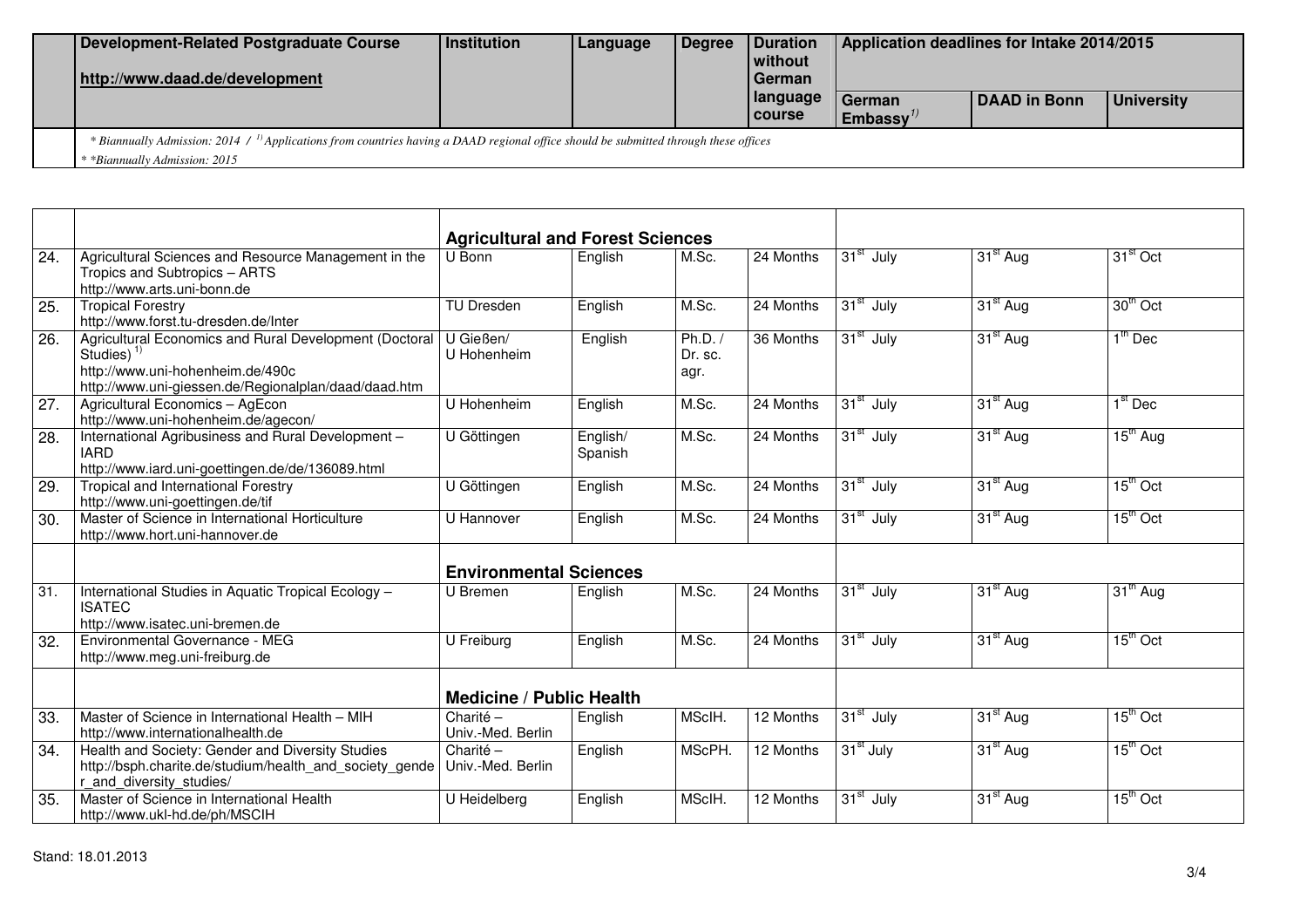| | Development-Related Postgraduate Course<br>http://www.daad.de/development | Institution | Language | Degree | Duration without German language course | Application deadlines for Intake 2014/2015 | | |
|---|---|---|---|---|---|---|---|---|
| | | | | | | German Embassy[1] | DAAD in Bonn | University |

*\* Biannually Admission: 2014 / [1] Applications from countries having a DAAD regional office should be submitted through these offices*
*\* \*Biannually Admission: 2015*

| | | | | | | | | |
|---|---|---|---|---|---|---|---|---|
| | | **Agricultural and Forest Sciences** | | | | | | |
| 24. | Agricultural Sciences and Resource Management in the Tropics and Subtropics – ARTS<br>http://www.arts.uni-bonn.de | U Bonn | English | M.Sc. | 24 Months | 31st July | 31st Aug | 31st Oct |
| 25. | Tropical Forestry<br>http://www.forst.tu-dresden.de/Inter | TU Dresden | English | M.Sc. | 24 Months | 31st July | 31st Aug | 30th Oct |
| 26. | Agricultural Economics and Rural Development (Doctoral Studies) [1]<br>http://www.uni-hohenheim.de/490c<br>http://www.uni-giessen.de/Regionalplan/daad/daad.htm | U Gießen/ U Hohenheim | English | Ph.D. / Dr. sc. agr. | 36 Months | 31st July | 31st Aug | 1th Dec |
| 27. | Agricultural Economics – AgEcon<br>http://www.uni-hohenheim.de/agecon/ | U Hohenheim | English | M.Sc. | 24 Months | 31st July | 31st Aug | 1st Dec |
| 28. | International Agribusiness and Rural Development – IARD<br>http://www.iard.uni-goettingen.de/de/136089.html | U Göttingen | English/ Spanish | M.Sc. | 24 Months | 31st July | 31st Aug | 15th Aug |
| 29. | Tropical and International Forestry<br>http://www.uni-goettingen.de/tif | U Göttingen | English | M.Sc. | 24 Months | 31st July | 31st Aug | 15th Oct |
| 30. | Master of Science in International Horticulture<br>http://www.hort.uni-hannover.de | U Hannover | English | M.Sc. | 24 Months | 31st July | 31st Aug | 15th Oct |
| | | **Environmental Sciences** | | | | | | |
| 31. | International Studies in Aquatic Tropical Ecology – ISATEC<br>http://www.isatec.uni-bremen.de | U Bremen | English | M.Sc. | 24 Months | 31st July | 31st Aug | 31th Aug |
| 32. | Environmental Governance - MEG<br>http://www.meg.uni-freiburg.de | U Freiburg | English | M.Sc. | 24 Months | 31st July | 31st Aug | 15th Oct |
| | | **Medicine / Public Health** | | | | | | |
| 33. | Master of Science in International Health – MIH<br>http://www.internationalhealth.de | Charité – Univ.-Med. Berlin | English | MScIH. | 12 Months | 31st July | 31st Aug | 15th Oct |
| 34. | Health and Society: Gender and Diversity Studies<br>http://bsph.charite.de/studium/health_and_society_gender_and_diversity_studies/ | Charité – Univ.-Med. Berlin | English | MScPH. | 12 Months | 31st July | 31st Aug | 15th Oct |
| 35. | Master of Science in International Health<br>http://www.ukl-hd.de/ph/MSCIH | U Heidelberg | English | MScIH. | 12 Months | 31st July | 31st Aug | 15th Oct |

Stand: 18.01.2013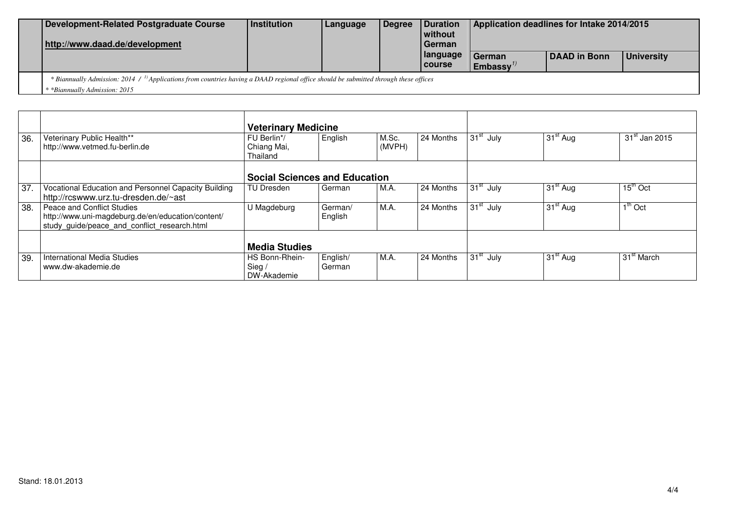| | Development-Related Postgraduate Course<br>http://www.daad.de/development | Institution | Language | Degree | Duration without German language course | Application deadlines for Intake 2014/2015 | | |
|---|---|---|---|---|---|---|---|---|
| | | | | | | German Embassy[1)] | DAAD in Bonn | University |
| | * Biannually Admission: 2014 / [1)] Applications from countries having a DAAD regional office should be submitted through these offices<br>* *Biannually Admission: 2015 | | | | | | | |

| | | | | | | | | |
|---|---|---|---|---|---|---|---|---|
| | | **Veterinary Medicine** | | | | | | |
| 36. | Veterinary Public Health**<br>http://www.vetmed.fu-berlin.de | FU Berlin*/ Chiang Mai, Thailand | English | M.Sc. (MVPH) | 24 Months | 31st July | 31st Aug | 31st Jan 2015 |
| | | **Social Sciences and Education** | | | | | | |
| 37. | Vocational Education and Personnel Capacity Building<br>http://rcswww.urz.tu-dresden.de/~ast | TU Dresden | German | M.A. | 24 Months | 31st July | 31st Aug | 15th Oct |
| 38. | Peace and Conflict Studies<br>http://www.uni-magdeburg.de/en/education/content/study_guide/peace_and_conflict_research.html | U Magdeburg | German/ English | M.A. | 24 Months | 31st July | 31st Aug | 1th Oct |
| | | **Media Studies** | | | | | | |
| 39. | International Media Studies<br>www.dw-akademie.de | HS Bonn-Rhein-Sieg / DW-Akademie | English/ German | M.A. | 24 Months | 31st July | 31st Aug | 31st March |

Stand: 18.01.2013